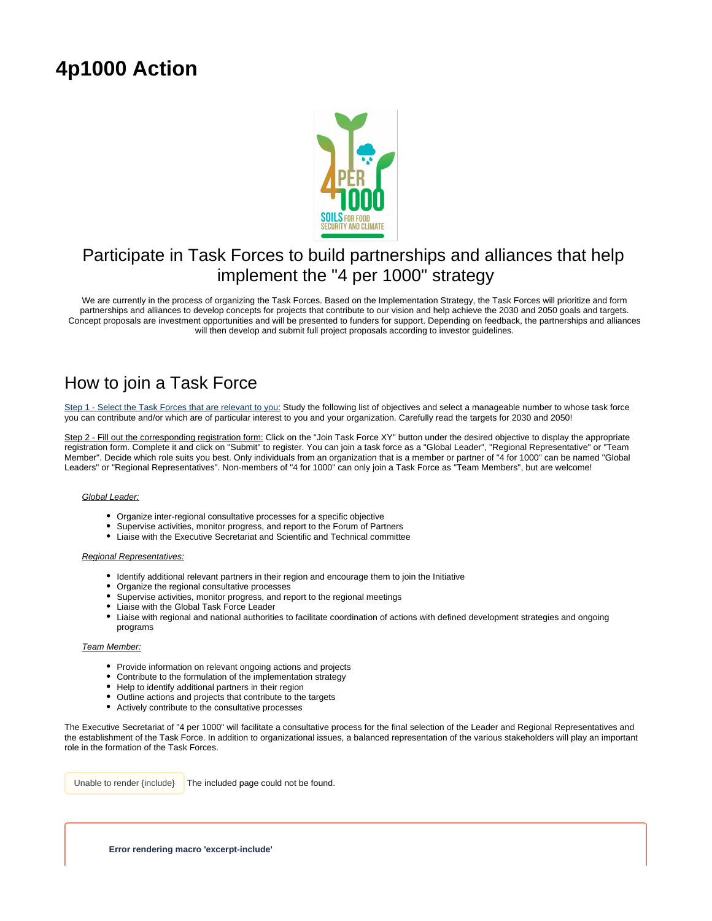# 4p1000 Action

## Participate in Task Forces to build partnerships and alliances that help implement the "4 per 1000" strategy

We are currently in the process of organizing the Task Forces. Based on the Implementation Strategy, the Task Forces will prioritize and form partnerships and alliances to develop concepts for projects that contribute to our vision and help achieve the 2030 and 2050 goals and targets. Concept proposals are investment opportunities and will be presented to funders for support. Depending on feedback, the partnerships and alliances will then develop and submit full project proposals according to investor guidelines.

## How to join a Task Force

Step 1 - Select the Task Forces that are relevant to you: Study the following list of objectives and select a manageable number to whose task force you can contribute and/or which are of particular interest to you and your organization. Carefully read the targets for 2030 and 2050!

Step 2 - Fill out the corresponding registration form: Click on the "Join Task Force XY" button under the desired objective to display the appropriate registration form. Complete it and click on "Submit" to register. You can join a task force as a "Global Leader", "Regional Representative" or "Team Member". Decide which role suits you best. Only individuals from an organization that is a member or partner of "4 for 1000" can be named "Global Leaders" or "Regional Representatives". Non-members of "4 for 1000" can only join a Task Force as "Team Members", but are welcome!

*Global Leader:*

- Organize inter-regional consultative processes for a specific objective
- Supervise activities, monitor progress, and report to the Forum of Partners
- Liaise with the Executive Secretariat and Scientific and Technical committee

*Regional Representatives:*

- Identify additional relevant partners in their region and encourage them to join the Initiative
- Organize the regional consultative processes
- Supervise activities, monitor progress, and report to the regional meetings
- Liaise with the Global Task Force Leader
- Liaise with regional and national authorities to facilitate coordination of actions with defined development strategies and ongoing programs

*Team Member:*

- Provide information on relevant ongoing actions and projects
- Contribute to the formulation of the implementation strategy
- Help to identify additional partners in their region
- Outline actions and projects that contribute to the targets
- Actively contribute to the consultative processes

The Executive Secretariat of "4 per 1000" will facilitate a consultative process for the final selection of the Leader and Regional Representatives and the establishment of the Task Force. In addition to organizational issues, a balanced representation of the various stakeholders will play an important role in the formation of the Task Forces.

Unable to render {include} The included page could not be found.

**Error rendering macro 'excerpt-include'**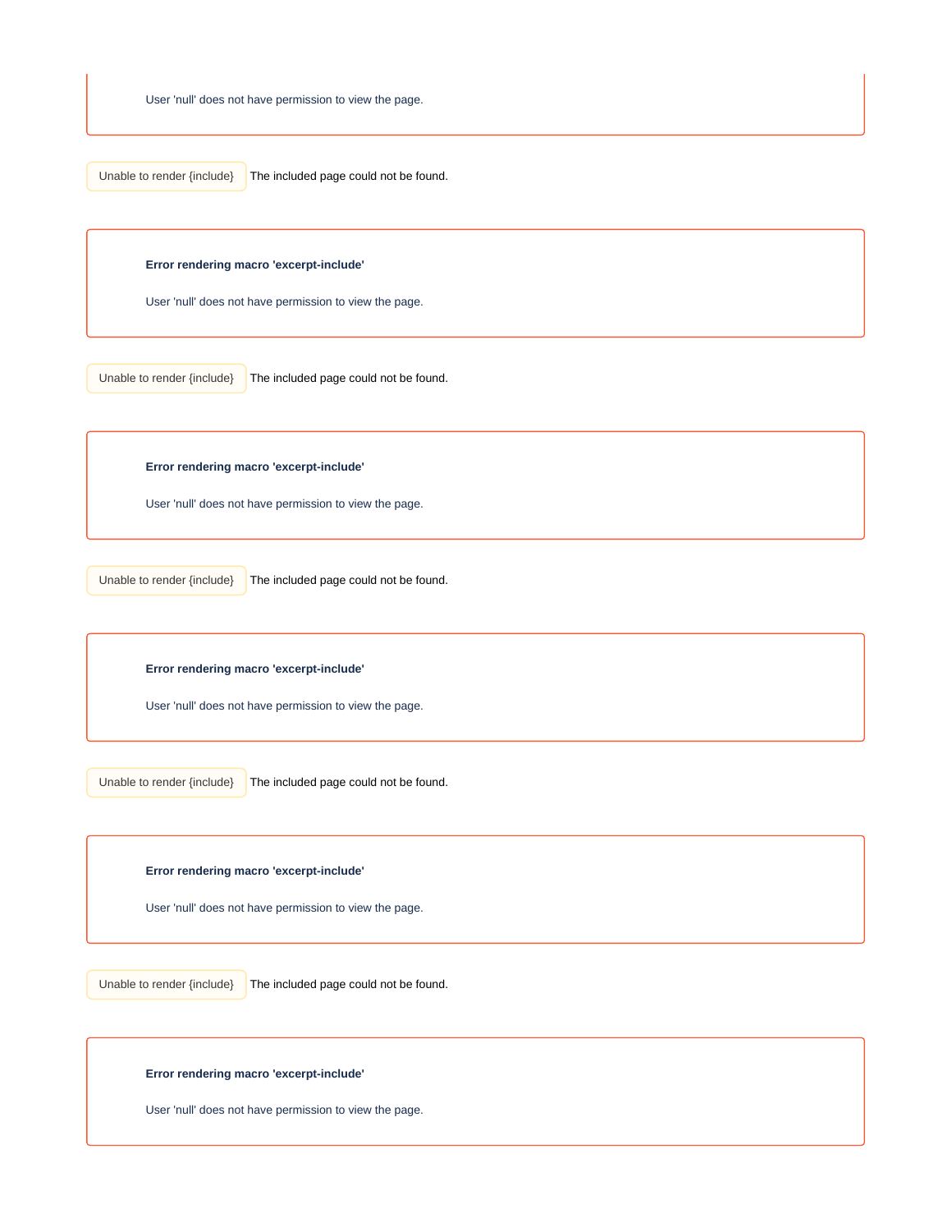User 'null' does not have permission to view the page.

Unable to render {include} The included page could not be found.

**Error rendering macro 'excerpt-include'**

User 'null' does not have permission to view the page.

Unable to render {include} The included page could not be found.

**Error rendering macro 'excerpt-include'**

User 'null' does not have permission to view the page.

Unable to render {include} The included page could not be found.

**Error rendering macro 'excerpt-include'**

User 'null' does not have permission to view the page.

Unable to render {include} The included page could not be found.

**Error rendering macro 'excerpt-include'**

User 'null' does not have permission to view the page.

Unable to render {include} The included page could not be found.

**Error rendering macro 'excerpt-include'**

User 'null' does not have permission to view the page.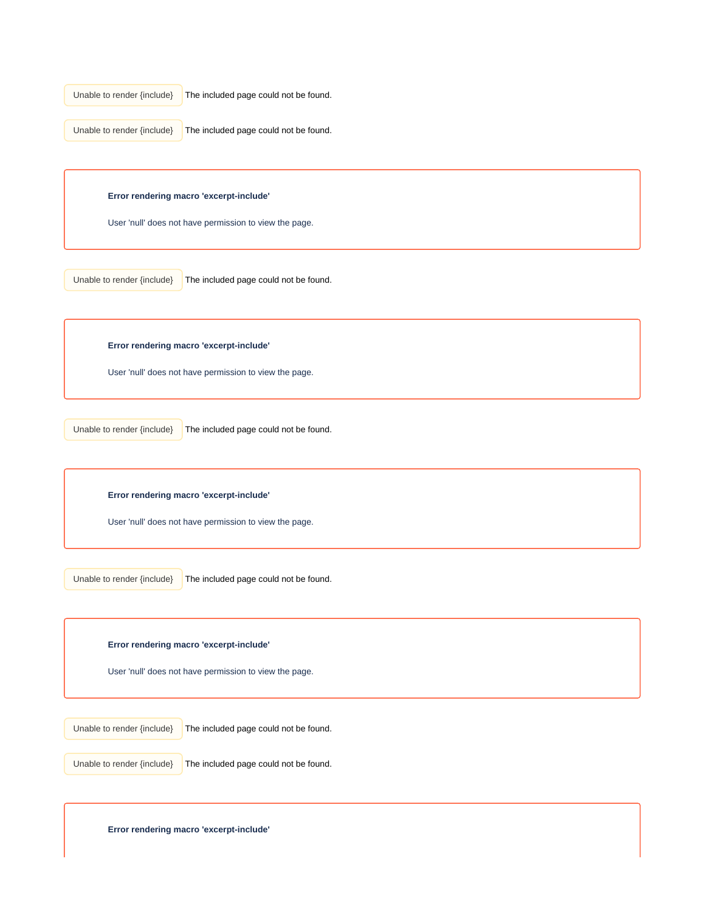Unable to render {include} The included page could not be found.

Unable to render {include} The included page could not be found.

**Error rendering macro 'excerpt-include'**

User 'null' does not have permission to view the page.

Unable to render {include} The included page could not be found.

**Error rendering macro 'excerpt-include'**

User 'null' does not have permission to view the page.

Unable to render {include} The included page could not be found.

**Error rendering macro 'excerpt-include'**

User 'null' does not have permission to view the page.

Unable to render {include} The included page could not be found.

**Error rendering macro 'excerpt-include'**

User 'null' does not have permission to view the page.

Unable to render {include} The included page could not be found.

Unable to render {include} The included page could not be found.

**Error rendering macro 'excerpt-include'**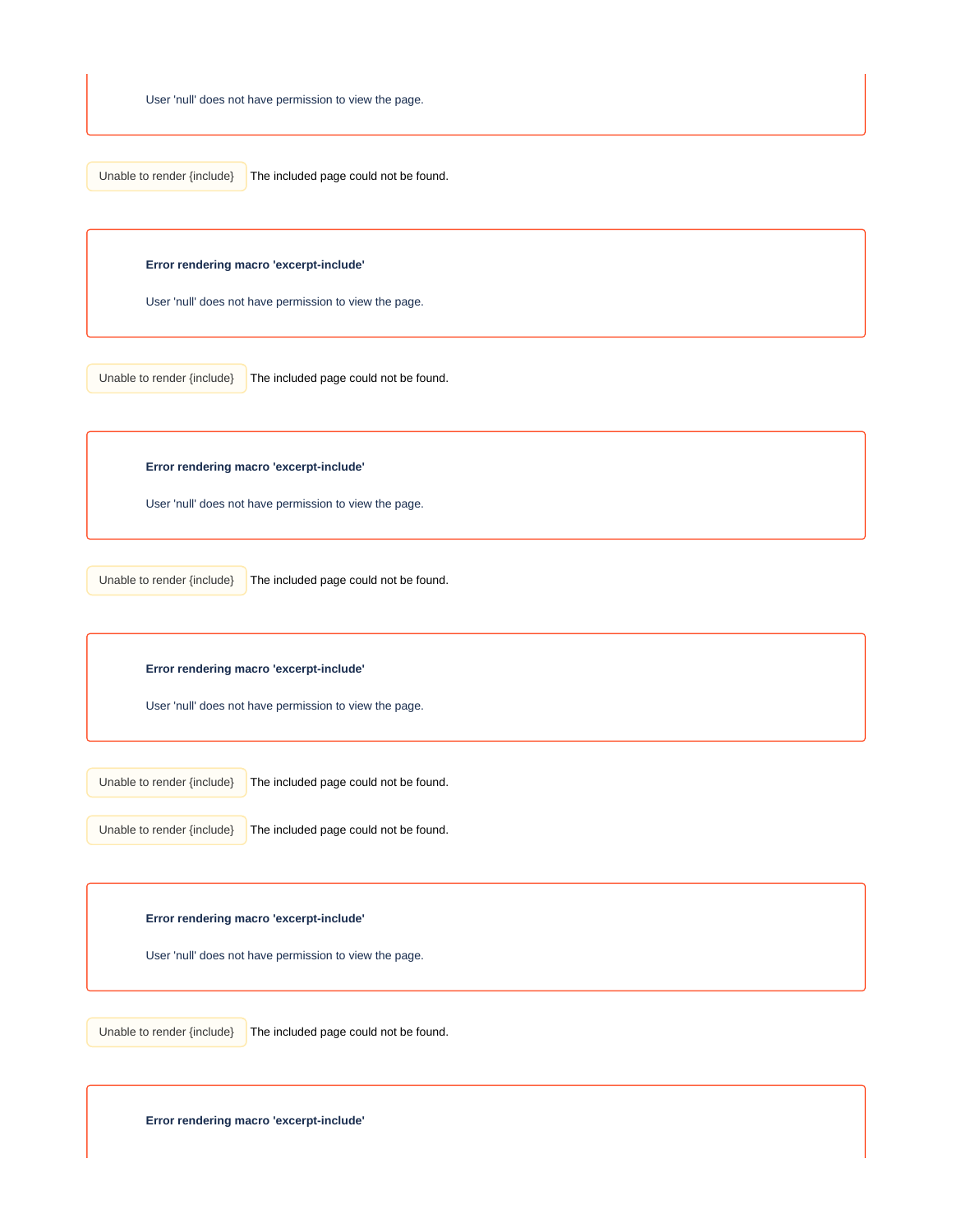User 'null' does not have permission to view the page.

Unable to render {include} The included page could not be found.

**Error rendering macro 'excerpt-include'**

User 'null' does not have permission to view the page.

Unable to render {include} The included page could not be found.

**Error rendering macro 'excerpt-include'**

User 'null' does not have permission to view the page.

Unable to render {include} The included page could not be found.

**Error rendering macro 'excerpt-include'**

User 'null' does not have permission to view the page.

Unable to render {include} The included page could not be found.

Unable to render {include} The included page could not be found.

**Error rendering macro 'excerpt-include'**

User 'null' does not have permission to view the page.

Unable to render {include} The included page could not be found.

**Error rendering macro 'excerpt-include'**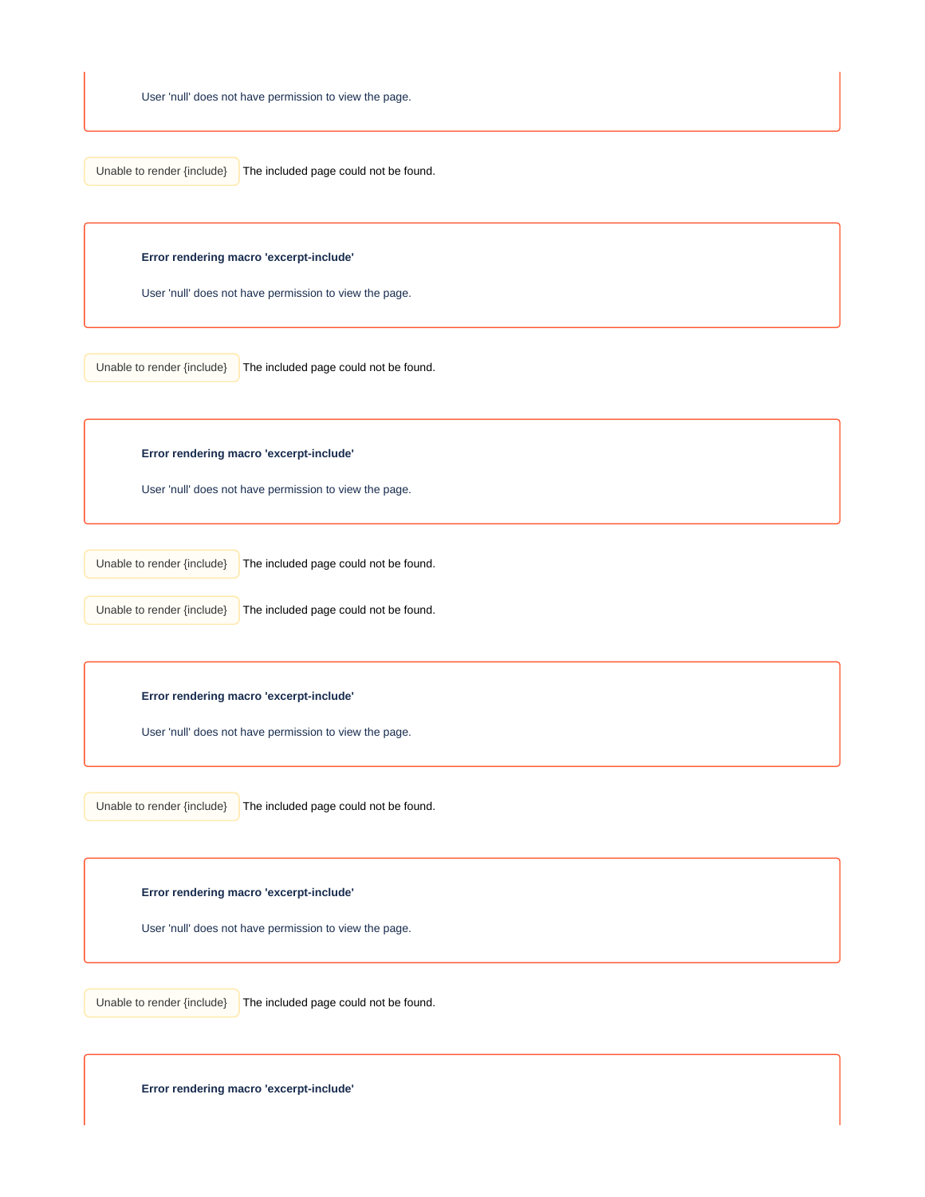User 'null' does not have permission to view the page.

Unable to render {include} The included page could not be found.

**Error rendering macro 'excerpt-include'**

User 'null' does not have permission to view the page.

Unable to render {include} The included page could not be found.

**Error rendering macro 'excerpt-include'**

User 'null' does not have permission to view the page.

Unable to render {include} The included page could not be found.

Unable to render {include} The included page could not be found.

**Error rendering macro 'excerpt-include'**

User 'null' does not have permission to view the page.

Unable to render {include} The included page could not be found.

**Error rendering macro 'excerpt-include'**

User 'null' does not have permission to view the page.

Unable to render {include} The included page could not be found.

**Error rendering macro 'excerpt-include'**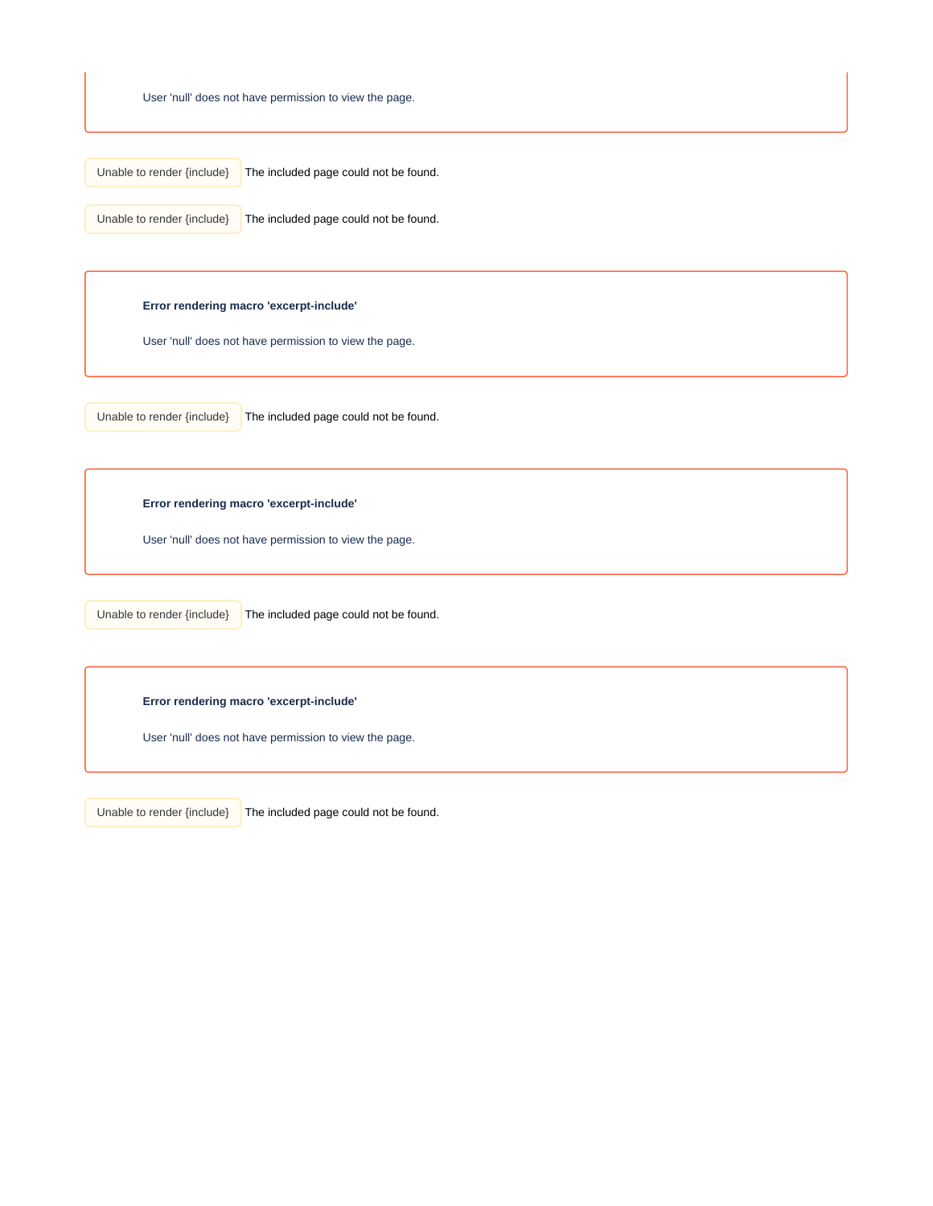User 'null' does not have permission to view the page.

Unable to render {include} The included page could not be found.

Unable to render {include} The included page could not be found.

**Error rendering macro 'excerpt-include'**

User 'null' does not have permission to view the page.

Unable to render {include} The included page could not be found.

**Error rendering macro 'excerpt-include'**

User 'null' does not have permission to view the page.

Unable to render {include} The included page could not be found.

**Error rendering macro 'excerpt-include'**

User 'null' does not have permission to view the page.

Unable to render {include} The included page could not be found.